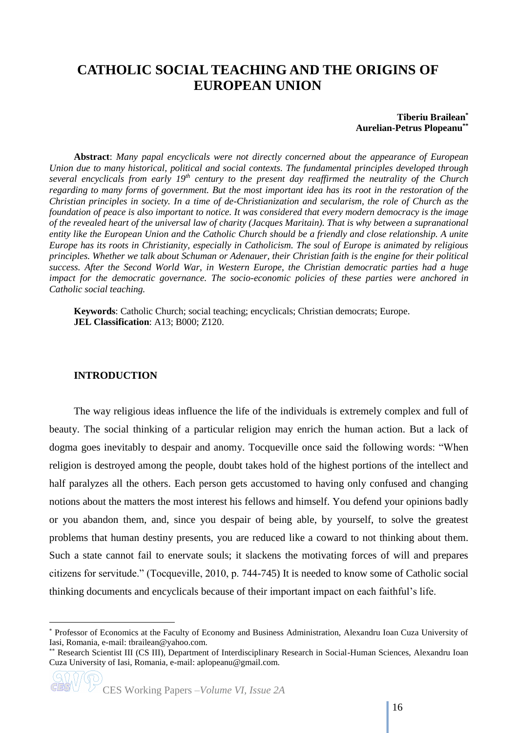# CATHOLIC SOCIAL TEACHING AND THE ORIGINS OF EUROPEAN UNION

**Tiberiu Brailean[*]**
**Aurelian-Petrus Plopeanu[**]**

**Abstract**: *Many papal encyclicals were not directly concerned about the appearance of European Union due to many historical, political and social contexts. The fundamental principles developed through several encyclicals from early 19th century to the present day reaffirmed the neutrality of the Church regarding to many forms of government. But the most important idea has its root in the restoration of the Christian principles in society. In a time of de-Christianization and secularism, the role of Church as the foundation of peace is also important to notice. It was considered that every modern democracy is the image of the revealed heart of the universal law of charity (Jacques Maritain). That is why between a supranational entity like the European Union and the Catholic Church should be a friendly and close relationship. A unite Europe has its roots in Christianity, especially in Catholicism. The soul of Europe is animated by religious principles. Whether we talk about Schuman or Adenauer, their Christian faith is the engine for their political success. After the Second World War, in Western Europe, the Christian democratic parties had a huge impact for the democratic governance. The socio-economic policies of these parties were anchored in Catholic social teaching.*

**Keywords**: Catholic Church; social teaching; encyclicals; Christian democrats; Europe.
**JEL Classification**: A13; B000; Z120.

## INTRODUCTION

The way religious ideas influence the life of the individuals is extremely complex and full of beauty. The social thinking of a particular religion may enrich the human action. But a lack of dogma goes inevitably to despair and anomy. Tocqueville once said the following words: "When religion is destroyed among the people, doubt takes hold of the highest portions of the intellect and half paralyzes all the others. Each person gets accustomed to having only confused and changing notions about the matters the most interest his fellows and himself. You defend your opinions badly or you abandon them, and, since you despair of being able, by yourself, to solve the greatest problems that human destiny presents, you are reduced like a coward to not thinking about them. Such a state cannot fail to enervate souls; it slackens the motivating forces of will and prepares citizens for servitude." (Tocqueville, 2010, p. 744-745) It is needed to know some of Catholic social thinking documents and encyclicals because of their important impact on each faithful's life.

---

[*] Professor of Economics at the Faculty of Economy and Business Administration, Alexandru Ioan Cuza University of Iasi, Romania, e-mail: tbrailean@yahoo.com.

[**] Research Scientist III (CS III), Department of Interdisciplinary Research in Social-Human Sciences, Alexandru Ioan Cuza University of Iasi, Romania, e-mail: aplopeanu@gmail.com.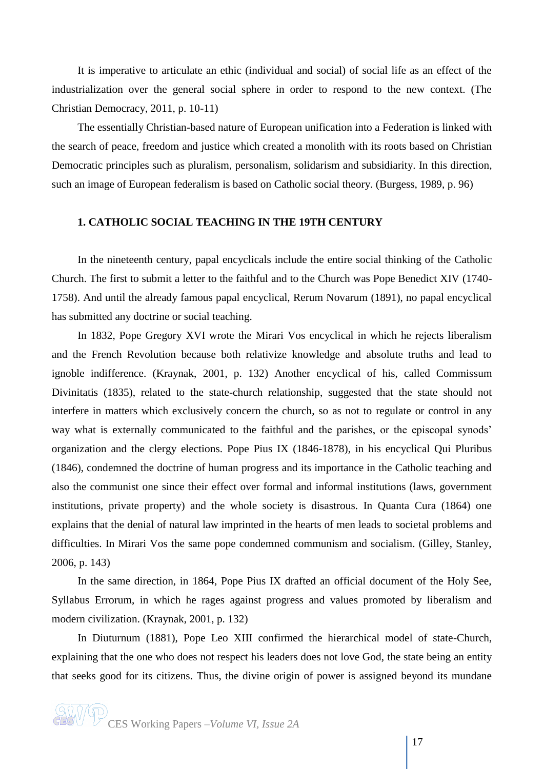It is imperative to articulate an ethic (individual and social) of social life as an effect of the industrialization over the general social sphere in order to respond to the new context. (The Christian Democracy, 2011, p. 10-11)

The essentially Christian-based nature of European unification into a Federation is linked with the search of peace, freedom and justice which created a monolith with its roots based on Christian Democratic principles such as pluralism, personalism, solidarism and subsidiarity. In this direction, such an image of European federalism is based on Catholic social theory. (Burgess, 1989, p. 96)

## 1. CATHOLIC SOCIAL TEACHING IN THE 19TH CENTURY

In the nineteenth century, papal encyclicals include the entire social thinking of the Catholic Church. The first to submit a letter to the faithful and to the Church was Pope Benedict XIV (1740-1758). And until the already famous papal encyclical, Rerum Novarum (1891), no papal encyclical has submitted any doctrine or social teaching.

In 1832, Pope Gregory XVI wrote the Mirari Vos encyclical in which he rejects liberalism and the French Revolution because both relativize knowledge and absolute truths and lead to ignoble indifference. (Kraynak, 2001, p. 132) Another encyclical of his, called Commissum Divinitatis (1835), related to the state-church relationship, suggested that the state should not interfere in matters which exclusively concern the church, so as not to regulate or control in any way what is externally communicated to the faithful and the parishes, or the episcopal synods' organization and the clergy elections. Pope Pius IX (1846-1878), in his encyclical Qui Pluribus (1846), condemned the doctrine of human progress and its importance in the Catholic teaching and also the communist one since their effect over formal and informal institutions (laws, government institutions, private property) and the whole society is disastrous. In Quanta Cura (1864) one explains that the denial of natural law imprinted in the hearts of men leads to societal problems and difficulties. In Mirari Vos the same pope condemned communism and socialism. (Gilley, Stanley, 2006, p. 143)

In the same direction, in 1864, Pope Pius IX drafted an official document of the Holy See, Syllabus Errorum, in which he rages against progress and values promoted by liberalism and modern civilization. (Kraynak, 2001, p. 132)

In Diuturnum (1881), Pope Leo XIII confirmed the hierarchical model of state-Church, explaining that the one who does not respect his leaders does not love God, the state being an entity that seeks good for its citizens. Thus, the divine origin of power is assigned beyond its mundane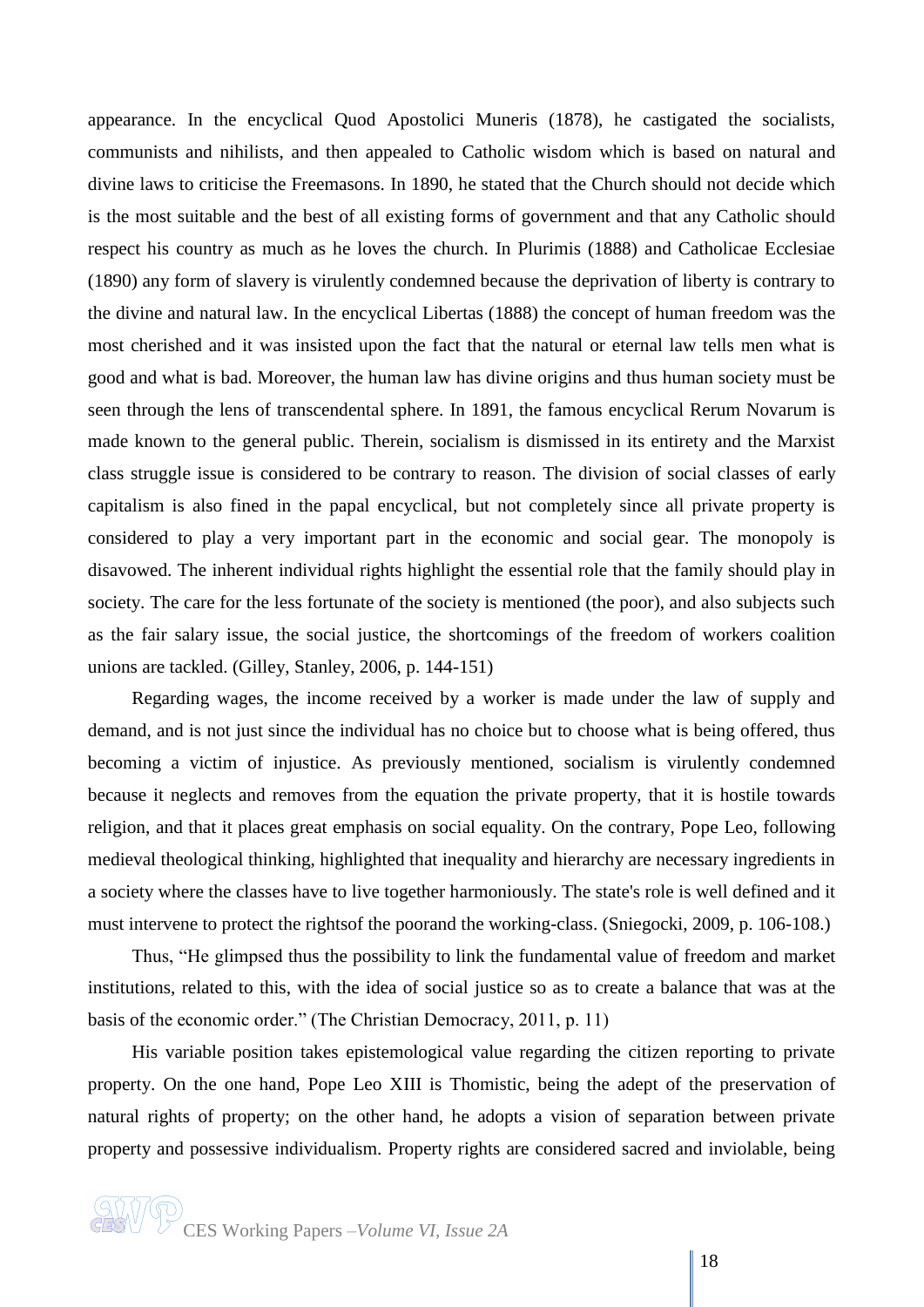appearance. In the encyclical Quod Apostolici Muneris (1878), he castigated the socialists, communists and nihilists, and then appealed to Catholic wisdom which is based on natural and divine laws to criticise the Freemasons. In 1890, he stated that the Church should not decide which is the most suitable and the best of all existing forms of government and that any Catholic should respect his country as much as he loves the church. In Plurimis (1888) and Catholicae Ecclesiae (1890) any form of slavery is virulently condemned because the deprivation of liberty is contrary to the divine and natural law. In the encyclical Libertas (1888) the concept of human freedom was the most cherished and it was insisted upon the fact that the natural or eternal law tells men what is good and what is bad. Moreover, the human law has divine origins and thus human society must be seen through the lens of transcendental sphere. In 1891, the famous encyclical Rerum Novarum is made known to the general public. Therein, socialism is dismissed in its entirety and the Marxist class struggle issue is considered to be contrary to reason. The division of social classes of early capitalism is also fined in the papal encyclical, but not completely since all private property is considered to play a very important part in the economic and social gear. The monopoly is disavowed. The inherent individual rights highlight the essential role that the family should play in society. The care for the less fortunate of the society is mentioned (the poor), and also subjects such as the fair salary issue, the social justice, the shortcomings of the freedom of workers coalition unions are tackled. (Gilley, Stanley, 2006, p. 144-151)

Regarding wages, the income received by a worker is made under the law of supply and demand, and is not just since the individual has no choice but to choose what is being offered, thus becoming a victim of injustice. As previously mentioned, socialism is virulently condemned because it neglects and removes from the equation the private property, that it is hostile towards religion, and that it places great emphasis on social equality. On the contrary, Pope Leo, following medieval theological thinking, highlighted that inequality and hierarchy are necessary ingredients in a society where the classes have to live together harmoniously. The state's role is well defined and it must intervene to protect the rightsof the poorand the working-class. (Sniegocki, 2009, p. 106-108.)

Thus, "He glimpsed thus the possibility to link the fundamental value of freedom and market institutions, related to this, with the idea of social justice so as to create a balance that was at the basis of the economic order." (The Christian Democracy, 2011, p. 11)

His variable position takes epistemological value regarding the citizen reporting to private property. On the one hand, Pope Leo XIII is Thomistic, being the adept of the preservation of natural rights of property; on the other hand, he adopts a vision of separation between private property and possessive individualism. Property rights are considered sacred and inviolable, being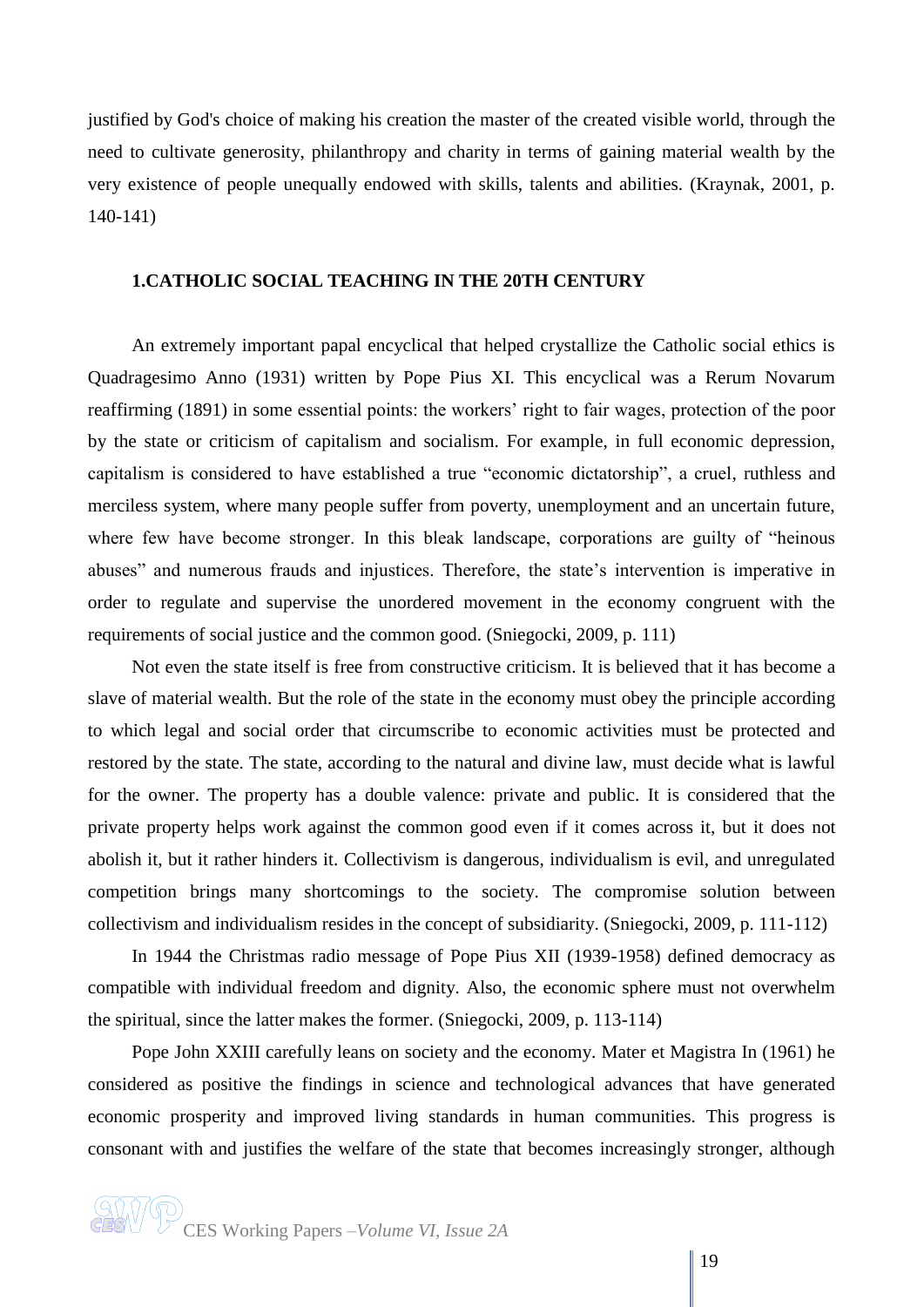justified by God's choice of making his creation the master of the created visible world, through the need to cultivate generosity, philanthropy and charity in terms of gaining material wealth by the very existence of people unequally endowed with skills, talents and abilities. (Kraynak, 2001, p. 140-141)

## 1.CATHOLIC SOCIAL TEACHING IN THE 20TH CENTURY

An extremely important papal encyclical that helped crystallize the Catholic social ethics is Quadragesimo Anno (1931) written by Pope Pius XI. This encyclical was a Rerum Novarum reaffirming (1891) in some essential points: the workers' right to fair wages, protection of the poor by the state or criticism of capitalism and socialism. For example, in full economic depression, capitalism is considered to have established a true "economic dictatorship", a cruel, ruthless and merciless system, where many people suffer from poverty, unemployment and an uncertain future, where few have become stronger. In this bleak landscape, corporations are guilty of "heinous abuses" and numerous frauds and injustices. Therefore, the state's intervention is imperative in order to regulate and supervise the unordered movement in the economy congruent with the requirements of social justice and the common good. (Sniegocki, 2009, p. 111)

Not even the state itself is free from constructive criticism. It is believed that it has become a slave of material wealth. But the role of the state in the economy must obey the principle according to which legal and social order that circumscribe to economic activities must be protected and restored by the state. The state, according to the natural and divine law, must decide what is lawful for the owner. The property has a double valence: private and public. It is considered that the private property helps work against the common good even if it comes across it, but it does not abolish it, but it rather hinders it. Collectivism is dangerous, individualism is evil, and unregulated competition brings many shortcomings to the society. The compromise solution between collectivism and individualism resides in the concept of subsidiarity. (Sniegocki, 2009, p. 111-112)

In 1944 the Christmas radio message of Pope Pius XII (1939-1958) defined democracy as compatible with individual freedom and dignity. Also, the economic sphere must not overwhelm the spiritual, since the latter makes the former. (Sniegocki, 2009, p. 113-114)

Pope John XXIII carefully leans on society and the economy. Mater et Magistra In (1961) he considered as positive the findings in science and technological advances that have generated economic prosperity and improved living standards in human communities. This progress is consonant with and justifies the welfare of the state that becomes increasingly stronger, although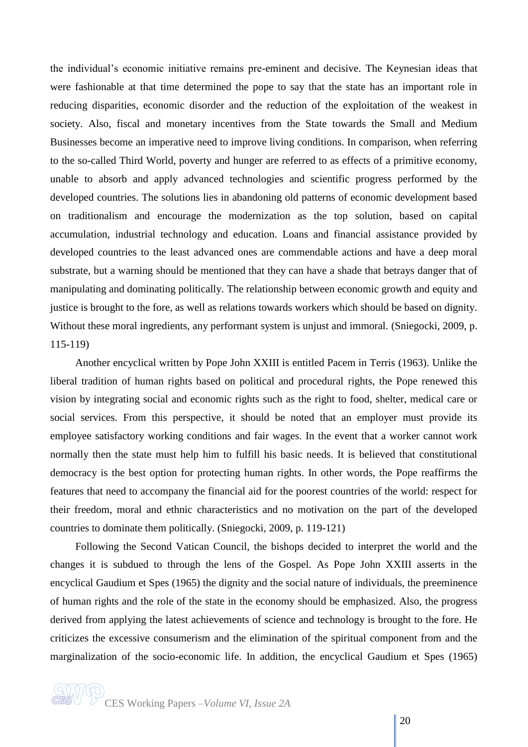the individual's economic initiative remains pre-eminent and decisive. The Keynesian ideas that were fashionable at that time determined the pope to say that the state has an important role in reducing disparities, economic disorder and the reduction of the exploitation of the weakest in society. Also, fiscal and monetary incentives from the State towards the Small and Medium Businesses become an imperative need to improve living conditions. In comparison, when referring to the so-called Third World, poverty and hunger are referred to as effects of a primitive economy, unable to absorb and apply advanced technologies and scientific progress performed by the developed countries. The solutions lies in abandoning old patterns of economic development based on traditionalism and encourage the modernization as the top solution, based on capital accumulation, industrial technology and education. Loans and financial assistance provided by developed countries to the least advanced ones are commendable actions and have a deep moral substrate, but a warning should be mentioned that they can have a shade that betrays danger that of manipulating and dominating politically. The relationship between economic growth and equity and justice is brought to the fore, as well as relations towards workers which should be based on dignity. Without these moral ingredients, any performant system is unjust and immoral. (Sniegocki, 2009, p. 115-119)

Another encyclical written by Pope John XXIII is entitled Pacem in Terris (1963). Unlike the liberal tradition of human rights based on political and procedural rights, the Pope renewed this vision by integrating social and economic rights such as the right to food, shelter, medical care or social services. From this perspective, it should be noted that an employer must provide its employee satisfactory working conditions and fair wages. In the event that a worker cannot work normally then the state must help him to fulfill his basic needs. It is believed that constitutional democracy is the best option for protecting human rights. In other words, the Pope reaffirms the features that need to accompany the financial aid for the poorest countries of the world: respect for their freedom, moral and ethnic characteristics and no motivation on the part of the developed countries to dominate them politically. (Sniegocki, 2009, p. 119-121)

Following the Second Vatican Council, the bishops decided to interpret the world and the changes it is subdued to through the lens of the Gospel. As Pope John XXIII asserts in the encyclical Gaudium et Spes (1965) the dignity and the social nature of individuals, the preeminence of human rights and the role of the state in the economy should be emphasized. Also, the progress derived from applying the latest achievements of science and technology is brought to the fore. He criticizes the excessive consumerism and the elimination of the spiritual component from and the marginalization of the socio-economic life. In addition, the encyclical Gaudium et Spes (1965)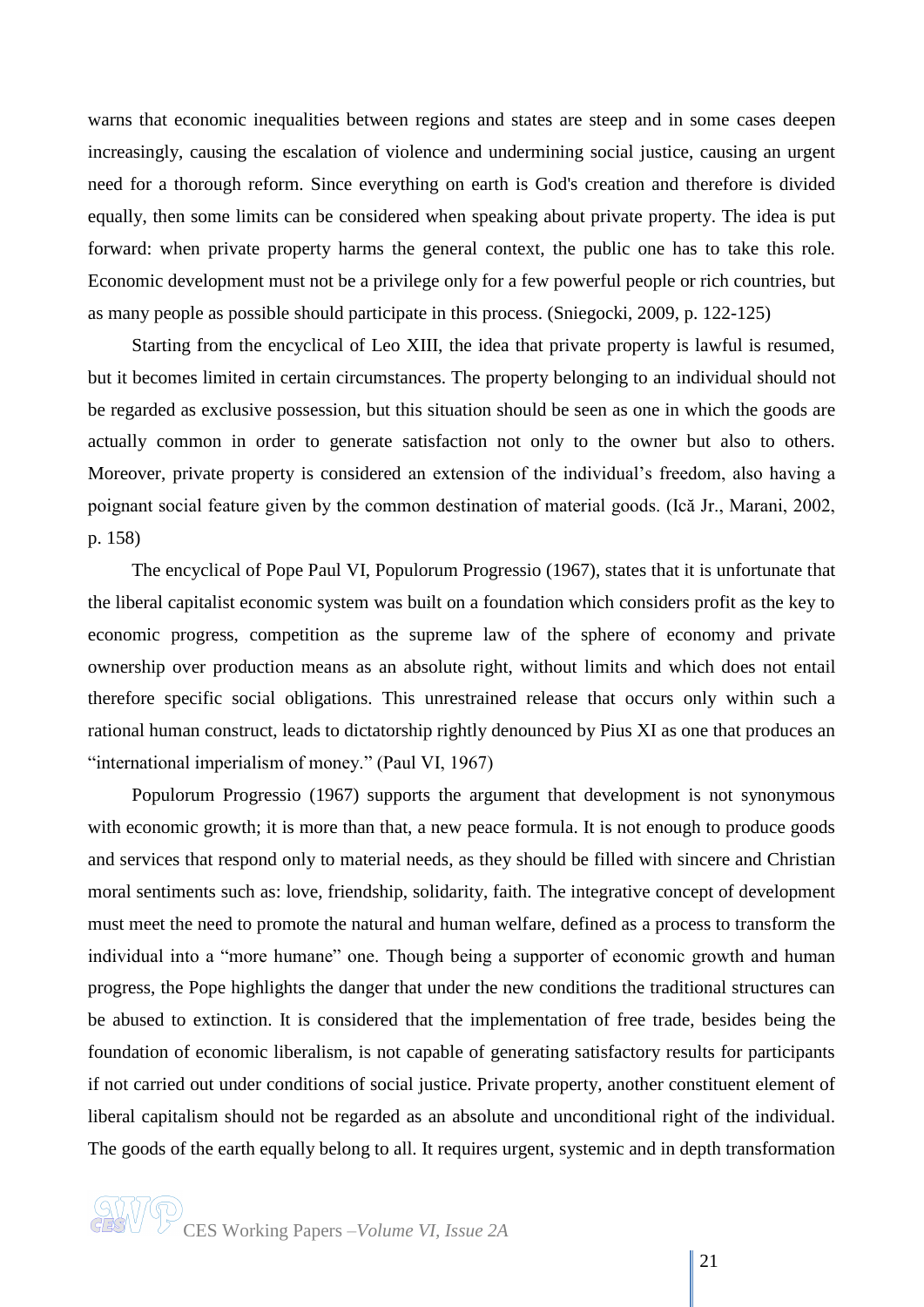warns that economic inequalities between regions and states are steep and in some cases deepen increasingly, causing the escalation of violence and undermining social justice, causing an urgent need for a thorough reform. Since everything on earth is God's creation and therefore is divided equally, then some limits can be considered when speaking about private property. The idea is put forward: when private property harms the general context, the public one has to take this role. Economic development must not be a privilege only for a few powerful people or rich countries, but as many people as possible should participate in this process. (Sniegocki, 2009, p. 122-125)

Starting from the encyclical of Leo XIII, the idea that private property is lawful is resumed, but it becomes limited in certain circumstances. The property belonging to an individual should not be regarded as exclusive possession, but this situation should be seen as one in which the goods are actually common in order to generate satisfaction not only to the owner but also to others. Moreover, private property is considered an extension of the individual's freedom, also having a poignant social feature given by the common destination of material goods. (Ică Jr., Marani, 2002, p. 158)

The encyclical of Pope Paul VI, Populorum Progressio (1967), states that it is unfortunate that the liberal capitalist economic system was built on a foundation which considers profit as the key to economic progress, competition as the supreme law of the sphere of economy and private ownership over production means as an absolute right, without limits and which does not entail therefore specific social obligations. This unrestrained release that occurs only within such a rational human construct, leads to dictatorship rightly denounced by Pius XI as one that produces an "international imperialism of money." (Paul VI, 1967)

Populorum Progressio (1967) supports the argument that development is not synonymous with economic growth; it is more than that, a new peace formula. It is not enough to produce goods and services that respond only to material needs, as they should be filled with sincere and Christian moral sentiments such as: love, friendship, solidarity, faith. The integrative concept of development must meet the need to promote the natural and human welfare, defined as a process to transform the individual into a "more humane" one. Though being a supporter of economic growth and human progress, the Pope highlights the danger that under the new conditions the traditional structures can be abused to extinction. It is considered that the implementation of free trade, besides being the foundation of economic liberalism, is not capable of generating satisfactory results for participants if not carried out under conditions of social justice. Private property, another constituent element of liberal capitalism should not be regarded as an absolute and unconditional right of the individual. The goods of the earth equally belong to all. It requires urgent, systemic and in depth transformation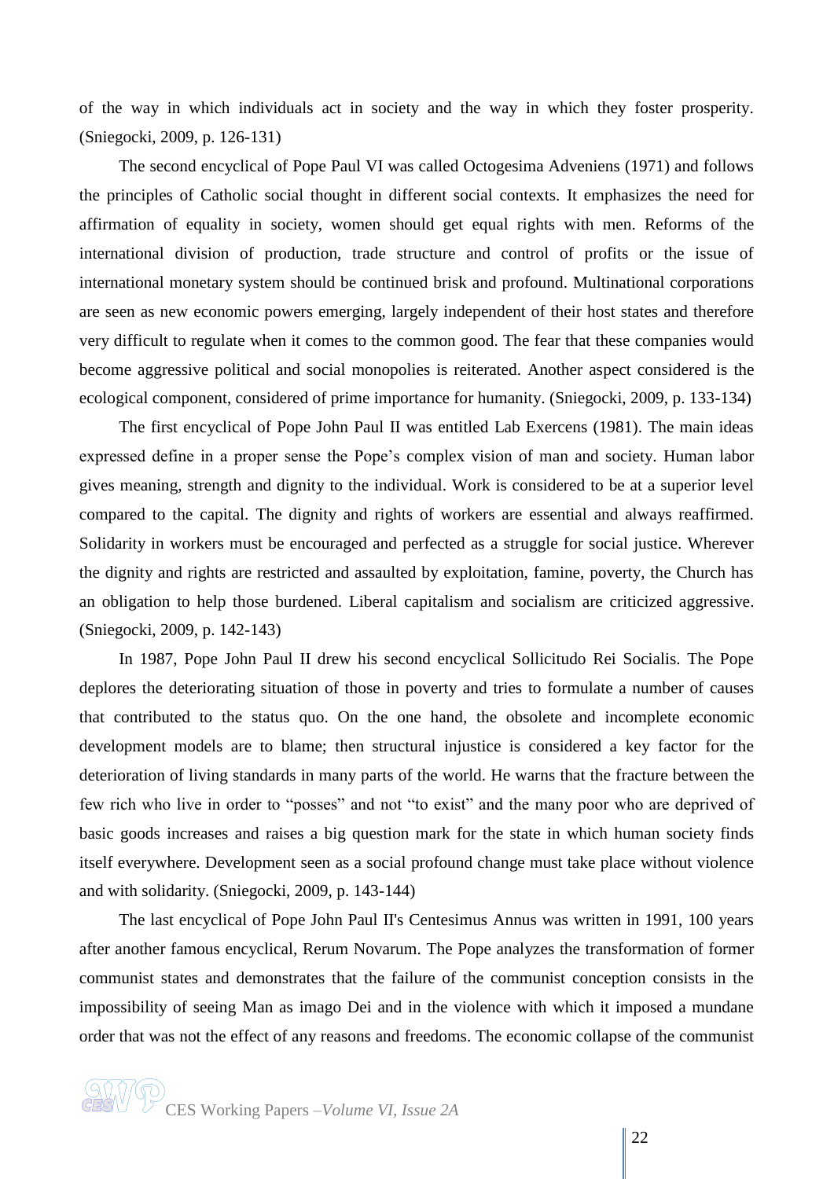of the way in which individuals act in society and the way in which they foster prosperity. (Sniegocki, 2009, p. 126-131)

The second encyclical of Pope Paul VI was called Octogesima Adveniens (1971) and follows the principles of Catholic social thought in different social contexts. It emphasizes the need for affirmation of equality in society, women should get equal rights with men. Reforms of the international division of production, trade structure and control of profits or the issue of international monetary system should be continued brisk and profound. Multinational corporations are seen as new economic powers emerging, largely independent of their host states and therefore very difficult to regulate when it comes to the common good. The fear that these companies would become aggressive political and social monopolies is reiterated. Another aspect considered is the ecological component, considered of prime importance for humanity. (Sniegocki, 2009, p. 133-134)

The first encyclical of Pope John Paul II was entitled Lab Exercens (1981). The main ideas expressed define in a proper sense the Pope's complex vision of man and society. Human labor gives meaning, strength and dignity to the individual. Work is considered to be at a superior level compared to the capital. The dignity and rights of workers are essential and always reaffirmed. Solidarity in workers must be encouraged and perfected as a struggle for social justice. Wherever the dignity and rights are restricted and assaulted by exploitation, famine, poverty, the Church has an obligation to help those burdened. Liberal capitalism and socialism are criticized aggressive. (Sniegocki, 2009, p. 142-143)

In 1987, Pope John Paul II drew his second encyclical Sollicitudo Rei Socialis. The Pope deplores the deteriorating situation of those in poverty and tries to formulate a number of causes that contributed to the status quo. On the one hand, the obsolete and incomplete economic development models are to blame; then structural injustice is considered a key factor for the deterioration of living standards in many parts of the world. He warns that the fracture between the few rich who live in order to "posses" and not "to exist" and the many poor who are deprived of basic goods increases and raises a big question mark for the state in which human society finds itself everywhere. Development seen as a social profound change must take place without violence and with solidarity. (Sniegocki, 2009, p. 143-144)

The last encyclical of Pope John Paul II's Centesimus Annus was written in 1991, 100 years after another famous encyclical, Rerum Novarum. The Pope analyzes the transformation of former communist states and demonstrates that the failure of the communist conception consists in the impossibility of seeing Man as imago Dei and in the violence with which it imposed a mundane order that was not the effect of any reasons and freedoms. The economic collapse of the communist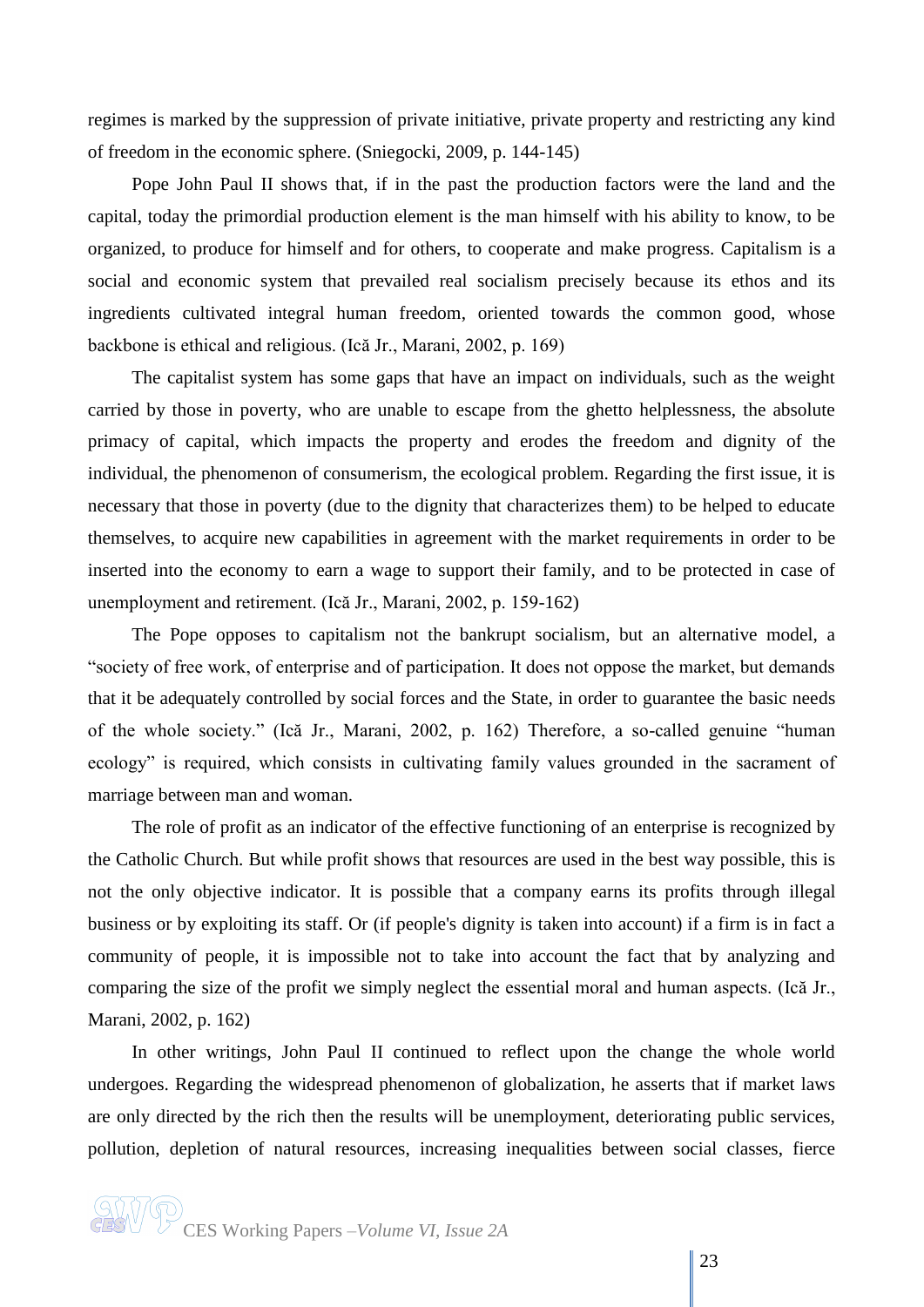regimes is marked by the suppression of private initiative, private property and restricting any kind of freedom in the economic sphere. (Sniegocki, 2009, p. 144-145)

Pope John Paul II shows that, if in the past the production factors were the land and the capital, today the primordial production element is the man himself with his ability to know, to be organized, to produce for himself and for others, to cooperate and make progress. Capitalism is a social and economic system that prevailed real socialism precisely because its ethos and its ingredients cultivated integral human freedom, oriented towards the common good, whose backbone is ethical and religious. (Ică Jr., Marani, 2002, p. 169)

The capitalist system has some gaps that have an impact on individuals, such as the weight carried by those in poverty, who are unable to escape from the ghetto helplessness, the absolute primacy of capital, which impacts the property and erodes the freedom and dignity of the individual, the phenomenon of consumerism, the ecological problem. Regarding the first issue, it is necessary that those in poverty (due to the dignity that characterizes them) to be helped to educate themselves, to acquire new capabilities in agreement with the market requirements in order to be inserted into the economy to earn a wage to support their family, and to be protected in case of unemployment and retirement. (Ică Jr., Marani, 2002, p. 159-162)

The Pope opposes to capitalism not the bankrupt socialism, but an alternative model, a "society of free work, of enterprise and of participation. It does not oppose the market, but demands that it be adequately controlled by social forces and the State, in order to guarantee the basic needs of the whole society." (Ică Jr., Marani, 2002, p. 162) Therefore, a so-called genuine "human ecology" is required, which consists in cultivating family values grounded in the sacrament of marriage between man and woman.

The role of profit as an indicator of the effective functioning of an enterprise is recognized by the Catholic Church. But while profit shows that resources are used in the best way possible, this is not the only objective indicator. It is possible that a company earns its profits through illegal business or by exploiting its staff. Or (if people's dignity is taken into account) if a firm is in fact a community of people, it is impossible not to take into account the fact that by analyzing and comparing the size of the profit we simply neglect the essential moral and human aspects. (Ică Jr., Marani, 2002, p. 162)

In other writings, John Paul II continued to reflect upon the change the whole world undergoes. Regarding the widespread phenomenon of globalization, he asserts that if market laws are only directed by the rich then the results will be unemployment, deteriorating public services, pollution, depletion of natural resources, increasing inequalities between social classes, fierce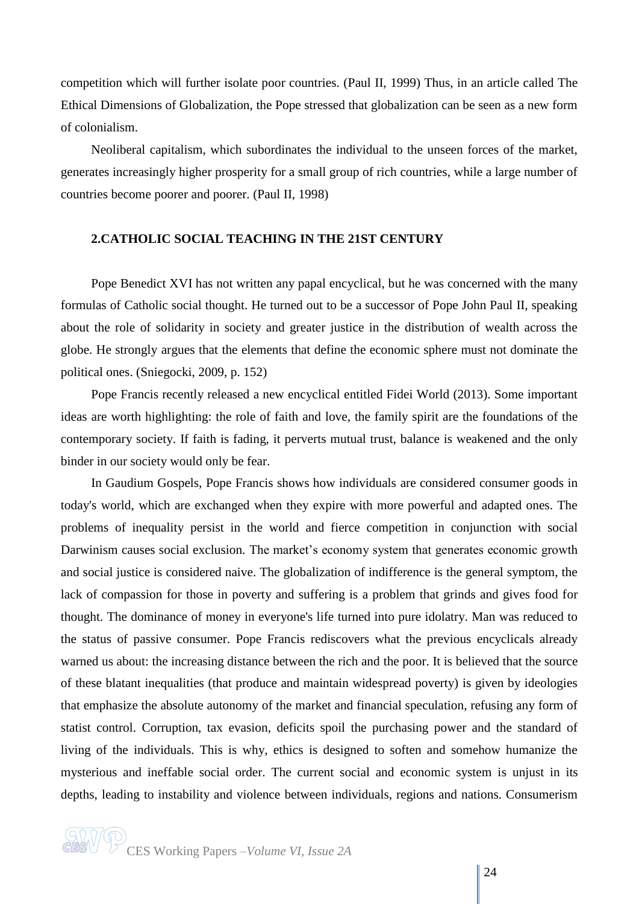competition which will further isolate poor countries. (Paul II, 1999) Thus, in an article called The Ethical Dimensions of Globalization, the Pope stressed that globalization can be seen as a new form of colonialism.

Neoliberal capitalism, which subordinates the individual to the unseen forces of the market, generates increasingly higher prosperity for a small group of rich countries, while a large number of countries become poorer and poorer. (Paul II, 1998)

## 2.CATHOLIC SOCIAL TEACHING IN THE 21ST CENTURY

Pope Benedict XVI has not written any papal encyclical, but he was concerned with the many formulas of Catholic social thought. He turned out to be a successor of Pope John Paul II, speaking about the role of solidarity in society and greater justice in the distribution of wealth across the globe. He strongly argues that the elements that define the economic sphere must not dominate the political ones. (Sniegocki, 2009, p. 152)

Pope Francis recently released a new encyclical entitled Fidei World (2013). Some important ideas are worth highlighting: the role of faith and love, the family spirit are the foundations of the contemporary society. If faith is fading, it perverts mutual trust, balance is weakened and the only binder in our society would only be fear.

In Gaudium Gospels, Pope Francis shows how individuals are considered consumer goods in today's world, which are exchanged when they expire with more powerful and adapted ones. The problems of inequality persist in the world and fierce competition in conjunction with social Darwinism causes social exclusion. The market's economy system that generates economic growth and social justice is considered naive. The globalization of indifference is the general symptom, the lack of compassion for those in poverty and suffering is a problem that grinds and gives food for thought. The dominance of money in everyone's life turned into pure idolatry. Man was reduced to the status of passive consumer. Pope Francis rediscovers what the previous encyclicals already warned us about: the increasing distance between the rich and the poor. It is believed that the source of these blatant inequalities (that produce and maintain widespread poverty) is given by ideologies that emphasize the absolute autonomy of the market and financial speculation, refusing any form of statist control. Corruption, tax evasion, deficits spoil the purchasing power and the standard of living of the individuals. This is why, ethics is designed to soften and somehow humanize the mysterious and ineffable social order. The current social and economic system is unjust in its depths, leading to instability and violence between individuals, regions and nations. Consumerism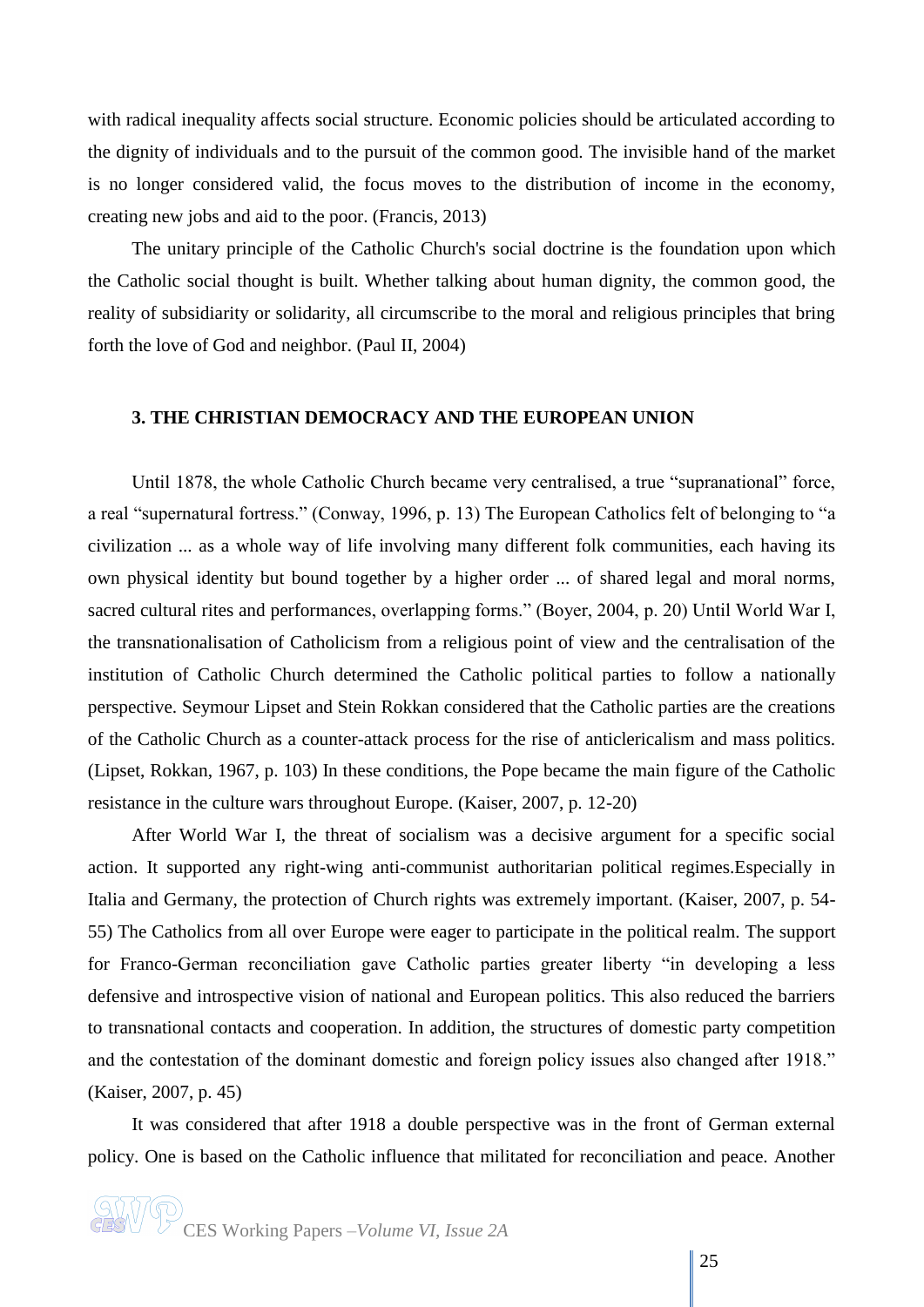with radical inequality affects social structure. Economic policies should be articulated according to the dignity of individuals and to the pursuit of the common good. The invisible hand of the market is no longer considered valid, the focus moves to the distribution of income in the economy, creating new jobs and aid to the poor. (Francis, 2013)

The unitary principle of the Catholic Church's social doctrine is the foundation upon which the Catholic social thought is built. Whether talking about human dignity, the common good, the reality of subsidiarity or solidarity, all circumscribe to the moral and religious principles that bring forth the love of God and neighbor. (Paul II, 2004)

## 3. THE CHRISTIAN DEMOCRACY AND THE EUROPEAN UNION

Until 1878, the whole Catholic Church became very centralised, a true "supranational" force, a real "supernatural fortress." (Conway, 1996, p. 13) The European Catholics felt of belonging to "a civilization ... as a whole way of life involving many different folk communities, each having its own physical identity but bound together by a higher order ... of shared legal and moral norms, sacred cultural rites and performances, overlapping forms." (Boyer, 2004, p. 20) Until World War I, the transnationalisation of Catholicism from a religious point of view and the centralisation of the institution of Catholic Church determined the Catholic political parties to follow a nationally perspective. Seymour Lipset and Stein Rokkan considered that the Catholic parties are the creations of the Catholic Church as a counter-attack process for the rise of anticlericalism and mass politics. (Lipset, Rokkan, 1967, p. 103) In these conditions, the Pope became the main figure of the Catholic resistance in the culture wars throughout Europe. (Kaiser, 2007, p. 12-20)

After World War I, the threat of socialism was a decisive argument for a specific social action. It supported any right-wing anti-communist authoritarian political regimes.Especially in Italia and Germany, the protection of Church rights was extremely important. (Kaiser, 2007, p. 54-55) The Catholics from all over Europe were eager to participate in the political realm. The support for Franco-German reconciliation gave Catholic parties greater liberty "in developing a less defensive and introspective vision of national and European politics. This also reduced the barriers to transnational contacts and cooperation. In addition, the structures of domestic party competition and the contestation of the dominant domestic and foreign policy issues also changed after 1918." (Kaiser, 2007, p. 45)

It was considered that after 1918 a double perspective was in the front of German external policy. One is based on the Catholic influence that militated for reconciliation and peace. Another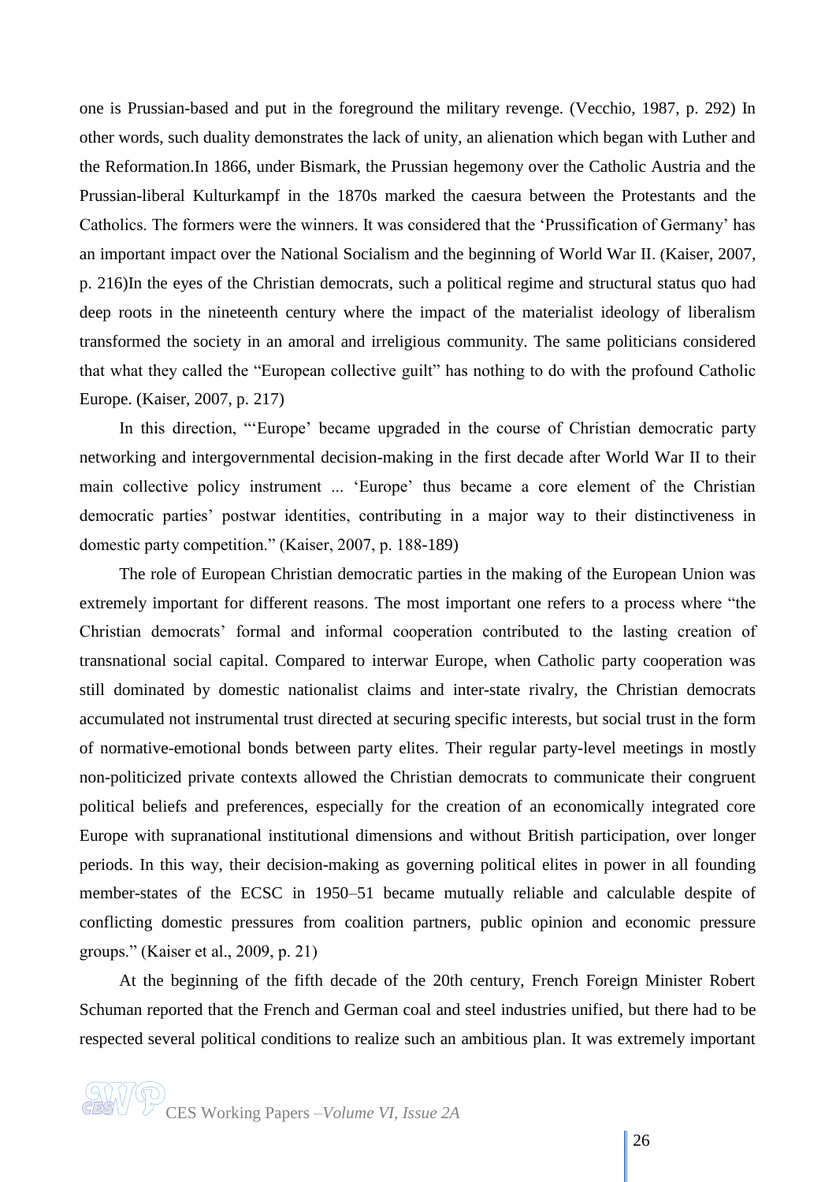one is Prussian-based and put in the foreground the military revenge. (Vecchio, 1987, p. 292) In other words, such duality demonstrates the lack of unity, an alienation which began with Luther and the Reformation.In 1866, under Bismark, the Prussian hegemony over the Catholic Austria and the Prussian-liberal Kulturkampf in the 1870s marked the caesura between the Protestants and the Catholics. The formers were the winners. It was considered that the 'Prussification of Germany' has an important impact over the National Socialism and the beginning of World War II. (Kaiser, 2007, p. 216)In the eyes of the Christian democrats, such a political regime and structural status quo had deep roots in the nineteenth century where the impact of the materialist ideology of liberalism transformed the society in an amoral and irreligious community. The same politicians considered that what they called the "European collective guilt" has nothing to do with the profound Catholic Europe. (Kaiser, 2007, p. 217)

In this direction, "'Europe' became upgraded in the course of Christian democratic party networking and intergovernmental decision-making in the first decade after World War II to their main collective policy instrument ... 'Europe' thus became a core element of the Christian democratic parties' postwar identities, contributing in a major way to their distinctiveness in domestic party competition." (Kaiser, 2007, p. 188-189)

The role of European Christian democratic parties in the making of the European Union was extremely important for different reasons. The most important one refers to a process where "the Christian democrats' formal and informal cooperation contributed to the lasting creation of transnational social capital. Compared to interwar Europe, when Catholic party cooperation was still dominated by domestic nationalist claims and inter-state rivalry, the Christian democrats accumulated not instrumental trust directed at securing specific interests, but social trust in the form of normative-emotional bonds between party elites. Their regular party-level meetings in mostly non-politicized private contexts allowed the Christian democrats to communicate their congruent political beliefs and preferences, especially for the creation of an economically integrated core Europe with supranational institutional dimensions and without British participation, over longer periods. In this way, their decision-making as governing political elites in power in all founding member-states of the ECSC in 1950–51 became mutually reliable and calculable despite of conflicting domestic pressures from coalition partners, public opinion and economic pressure groups." (Kaiser et al., 2009, p. 21)

At the beginning of the fifth decade of the 20th century, French Foreign Minister Robert Schuman reported that the French and German coal and steel industries unified, but there had to be respected several political conditions to realize such an ambitious plan. It was extremely important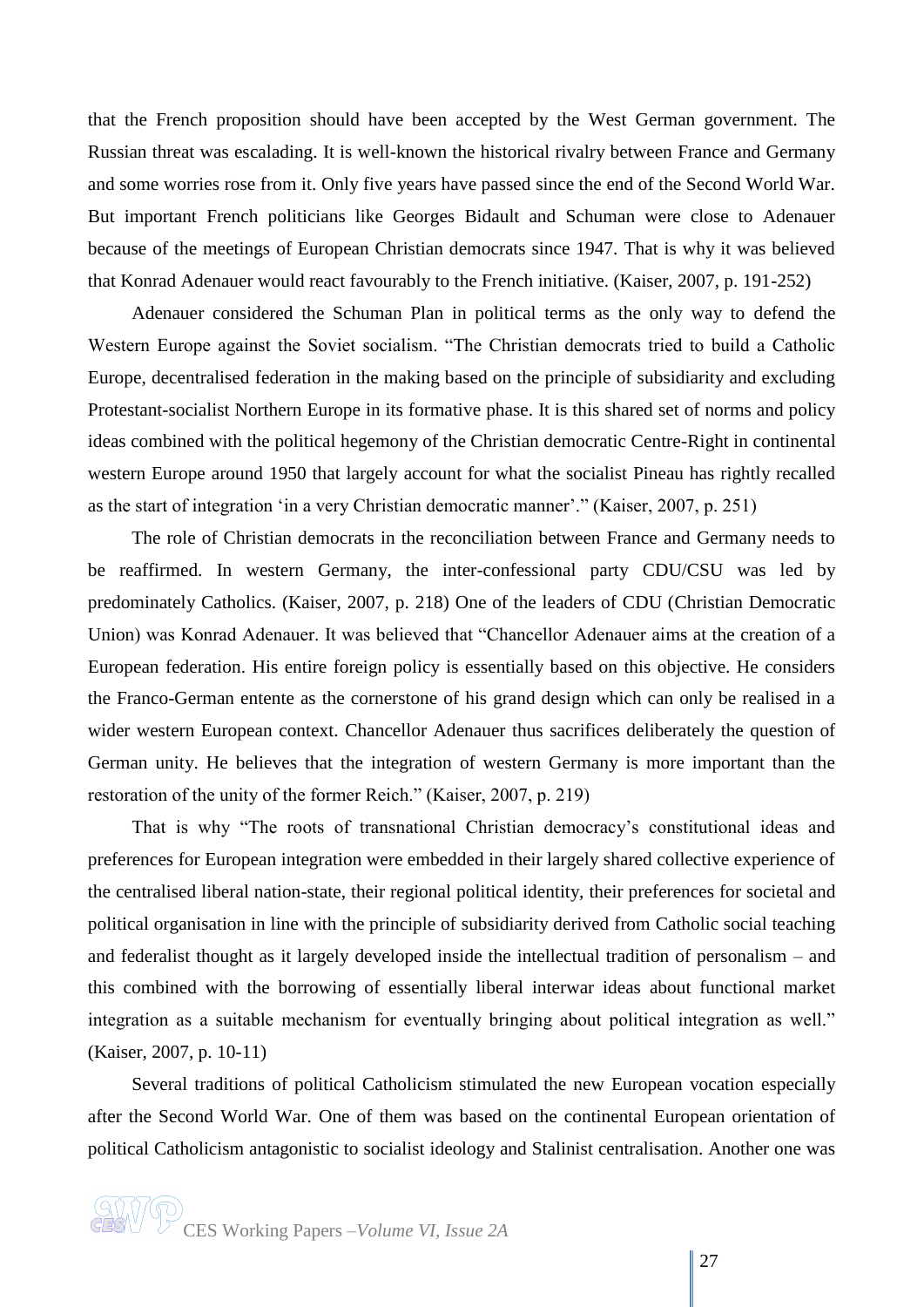that the French proposition should have been accepted by the West German government. The Russian threat was escalading. It is well-known the historical rivalry between France and Germany and some worries rose from it. Only five years have passed since the end of the Second World War. But important French politicians like Georges Bidault and Schuman were close to Adenauer because of the meetings of European Christian democrats since 1947. That is why it was believed that Konrad Adenauer would react favourably to the French initiative. (Kaiser, 2007, p. 191-252)

Adenauer considered the Schuman Plan in political terms as the only way to defend the Western Europe against the Soviet socialism. "The Christian democrats tried to build a Catholic Europe, decentralised federation in the making based on the principle of subsidiarity and excluding Protestant-socialist Northern Europe in its formative phase. It is this shared set of norms and policy ideas combined with the political hegemony of the Christian democratic Centre-Right in continental western Europe around 1950 that largely account for what the socialist Pineau has rightly recalled as the start of integration 'in a very Christian democratic manner'." (Kaiser, 2007, p. 251)

The role of Christian democrats in the reconciliation between France and Germany needs to be reaffirmed. In western Germany, the inter-confessional party CDU/CSU was led by predominately Catholics. (Kaiser, 2007, p. 218) One of the leaders of CDU (Christian Democratic Union) was Konrad Adenauer. It was believed that "Chancellor Adenauer aims at the creation of a European federation. His entire foreign policy is essentially based on this objective. He considers the Franco-German entente as the cornerstone of his grand design which can only be realised in a wider western European context. Chancellor Adenauer thus sacrifices deliberately the question of German unity. He believes that the integration of western Germany is more important than the restoration of the unity of the former Reich." (Kaiser, 2007, p. 219)

That is why "The roots of transnational Christian democracy's constitutional ideas and preferences for European integration were embedded in their largely shared collective experience of the centralised liberal nation-state, their regional political identity, their preferences for societal and political organisation in line with the principle of subsidiarity derived from Catholic social teaching and federalist thought as it largely developed inside the intellectual tradition of personalism – and this combined with the borrowing of essentially liberal interwar ideas about functional market integration as a suitable mechanism for eventually bringing about political integration as well." (Kaiser, 2007, p. 10-11)

Several traditions of political Catholicism stimulated the new European vocation especially after the Second World War. One of them was based on the continental European orientation of political Catholicism antagonistic to socialist ideology and Stalinist centralisation. Another one was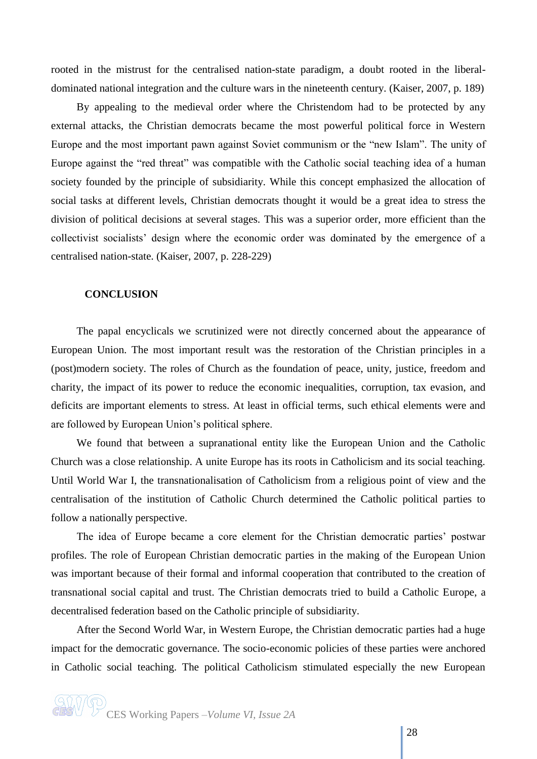rooted in the mistrust for the centralised nation-state paradigm, a doubt rooted in the liberal-dominated national integration and the culture wars in the nineteenth century. (Kaiser, 2007, p. 189)

By appealing to the medieval order where the Christendom had to be protected by any external attacks, the Christian democrats became the most powerful political force in Western Europe and the most important pawn against Soviet communism or the "new Islam". The unity of Europe against the "red threat" was compatible with the Catholic social teaching idea of a human society founded by the principle of subsidiarity. While this concept emphasized the allocation of social tasks at different levels, Christian democrats thought it would be a great idea to stress the division of political decisions at several stages. This was a superior order, more efficient than the collectivist socialists' design where the economic order was dominated by the emergence of a centralised nation-state. (Kaiser, 2007, p. 228-229)

## CONCLUSION

The papal encyclicals we scrutinized were not directly concerned about the appearance of European Union. The most important result was the restoration of the Christian principles in a (post)modern society. The roles of Church as the foundation of peace, unity, justice, freedom and charity, the impact of its power to reduce the economic inequalities, corruption, tax evasion, and deficits are important elements to stress. At least in official terms, such ethical elements were and are followed by European Union's political sphere.

We found that between a supranational entity like the European Union and the Catholic Church was a close relationship. A unite Europe has its roots in Catholicism and its social teaching. Until World War I, the transnationalisation of Catholicism from a religious point of view and the centralisation of the institution of Catholic Church determined the Catholic political parties to follow a nationally perspective.

The idea of Europe became a core element for the Christian democratic parties' postwar profiles. The role of European Christian democratic parties in the making of the European Union was important because of their formal and informal cooperation that contributed to the creation of transnational social capital and trust. The Christian democrats tried to build a Catholic Europe, a decentralised federation based on the Catholic principle of subsidiarity.

After the Second World War, in Western Europe, the Christian democratic parties had a huge impact for the democratic governance. The socio-economic policies of these parties were anchored in Catholic social teaching. The political Catholicism stimulated especially the new European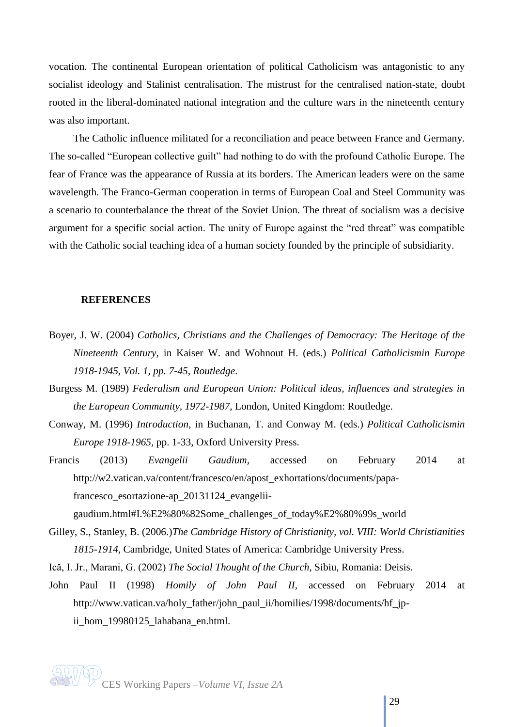vocation. The continental European orientation of political Catholicism was antagonistic to any socialist ideology and Stalinist centralisation. The mistrust for the centralised nation-state, doubt rooted in the liberal-dominated national integration and the culture wars in the nineteenth century was also important.

The Catholic influence militated for a reconciliation and peace between France and Germany. The so-called "European collective guilt" had nothing to do with the profound Catholic Europe. The fear of France was the appearance of Russia at its borders. The American leaders were on the same wavelength. The Franco-German cooperation in terms of European Coal and Steel Community was a scenario to counterbalance the threat of the Soviet Union. The threat of socialism was a decisive argument for a specific social action. The unity of Europe against the "red threat" was compatible with the Catholic social teaching idea of a human society founded by the principle of subsidiarity.

## REFERENCES

Boyer, J. W. (2004) *Catholics, Christians and the Challenges of Democracy: The Heritage of the Nineteenth Century*, in Kaiser W. and Wohnout H. (eds.) *Political Catholicismin Europe 1918-1945, Vol. 1, pp. 7-45, Routledge.*

Burgess M. (1989) *Federalism and European Union: Political ideas, influences and strategies in the European Community, 1972-1987*, London, United Kingdom: Routledge.

Conway, M. (1996) *Introduction*, in Buchanan, T. and Conway M. (eds.) *Political Catholicismin Europe 1918-1965*, pp. 1-33, Oxford University Press.

Francis (2013) *Evangelii Gaudium*, accessed on February 2014 at http://w2.vatican.va/content/francesco/en/apost_exhortations/documents/papa-francesco_esortazione-ap_20131124_evangelii-gaudium.html#I.%E2%80%82Some_challenges_of_today%E2%80%99s_world

Gilley, S., Stanley, B. (2006.)*The Cambridge History of Christianity, vol. VIII: World Christianities 1815-1914*, Cambridge, United States of America: Cambridge University Press.

Ică, I. Jr., Marani, G. (2002) *The Social Thought of the Church*, Sibiu, Romania: Deisis.

John Paul II (1998) *Homily of John Paul II*, accessed on February 2014 at http://www.vatican.va/holy_father/john_paul_ii/homilies/1998/documents/hf_jp-ii_hom_19980125_lahabana_en.html.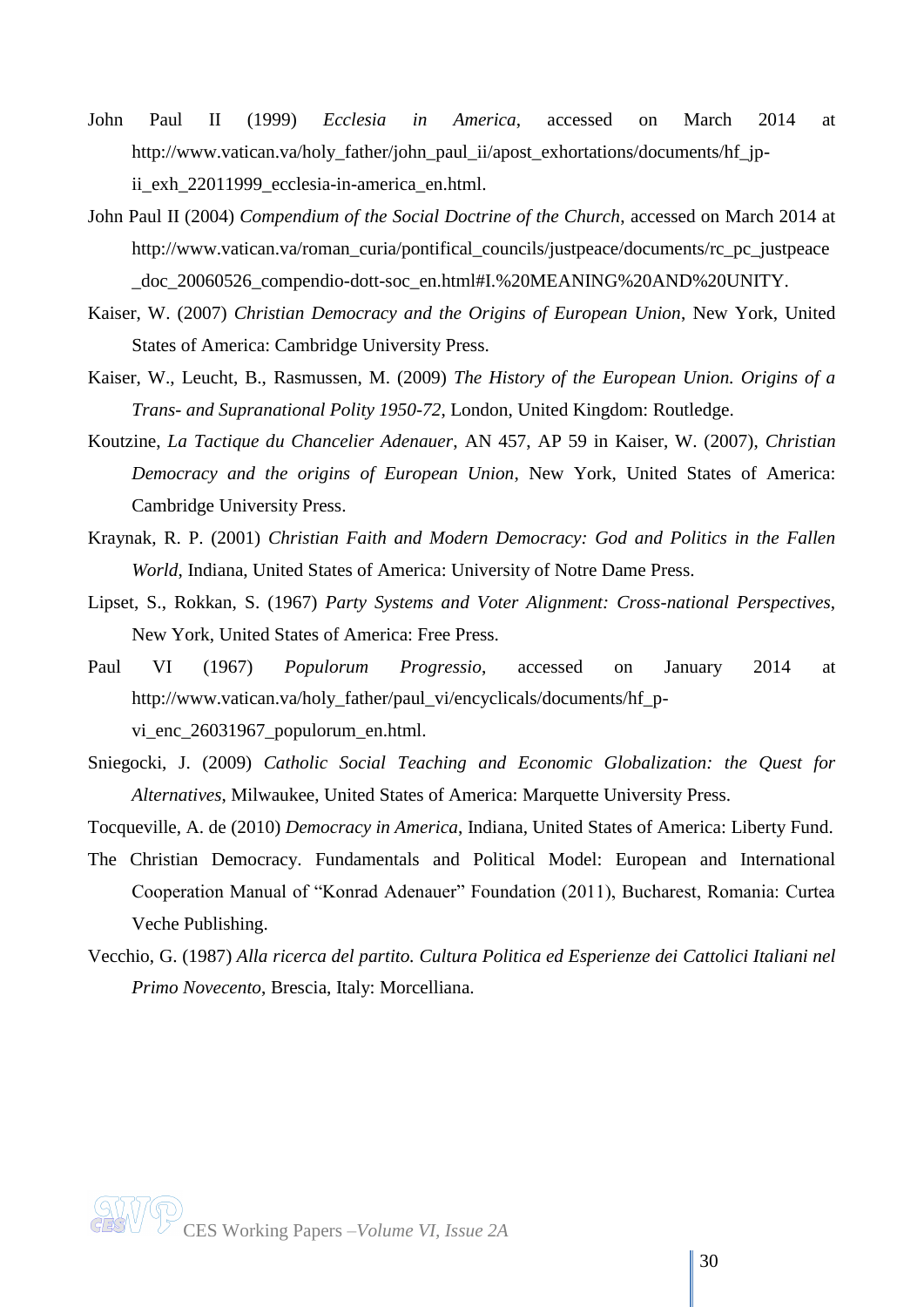John Paul II (1999) *Ecclesia in America*, accessed on March 2014 at http://www.vatican.va/holy_father/john_paul_ii/apost_exhortations/documents/hf_jp-ii_exh_22011999_ecclesia-in-america_en.html.

John Paul II (2004) *Compendium of the Social Doctrine of the Church*, accessed on March 2014 at http://www.vatican.va/roman_curia/pontifical_councils/justpeace/documents/rc_pc_justpeace_doc_20060526_compendio-dott-soc_en.html#I.%20MEANING%20AND%20UNITY.

Kaiser, W. (2007) *Christian Democracy and the Origins of European Union*, New York, United States of America: Cambridge University Press.

Kaiser, W., Leucht, B., Rasmussen, M. (2009) *The History of the European Union. Origins of a Trans- and Supranational Polity 1950-72*, London, United Kingdom: Routledge.

Koutzine, *La Tactique du Chancelier Adenauer*, AN 457, AP 59 in Kaiser, W. (2007), *Christian Democracy and the origins of European Union*, New York, United States of America: Cambridge University Press.

Kraynak, R. P. (2001) *Christian Faith and Modern Democracy: God and Politics in the Fallen World*, Indiana, United States of America: University of Notre Dame Press.

Lipset, S., Rokkan, S. (1967) *Party Systems and Voter Alignment: Cross-national Perspectives*, New York, United States of America: Free Press.

Paul VI (1967) *Populorum Progressio*, accessed on January 2014 at http://www.vatican.va/holy_father/paul_vi/encyclicals/documents/hf_p-vi_enc_26031967_populorum_en.html.

Sniegocki, J. (2009) *Catholic Social Teaching and Economic Globalization: the Quest for Alternatives*, Milwaukee, United States of America: Marquette University Press.

Tocqueville, A. de (2010) *Democracy in America*, Indiana, United States of America: Liberty Fund.

The Christian Democracy. Fundamentals and Political Model: European and International Cooperation Manual of "Konrad Adenauer" Foundation (2011), Bucharest, Romania: Curtea Veche Publishing.

Vecchio, G. (1987) *Alla ricerca del partito. Cultura Politica ed Esperienze dei Cattolici Italiani nel Primo Novecento*, Brescia, Italy: Morcelliana.